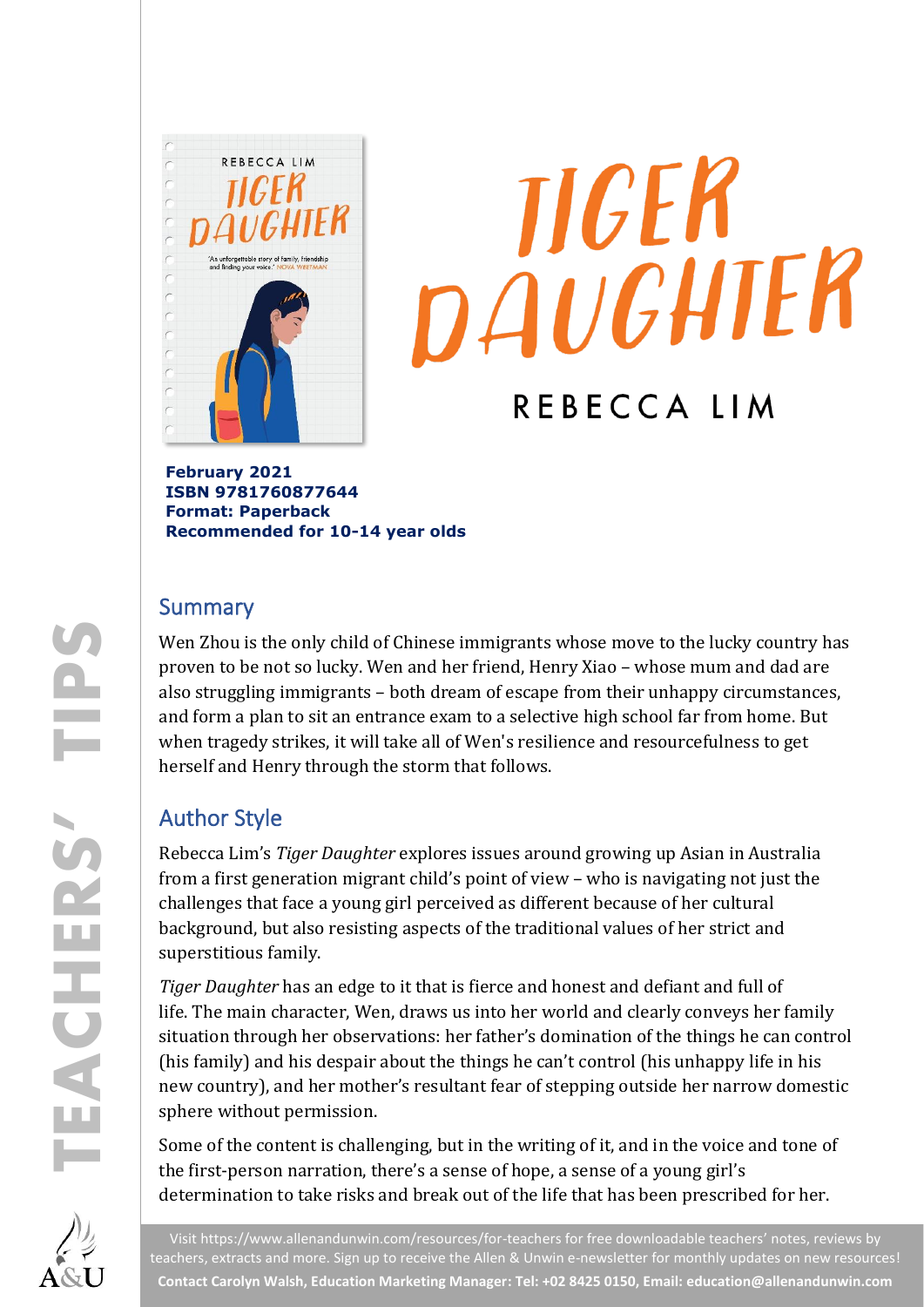# TIGER DAUGHTER

REBECCA LIM

**February 2021**
**ISBN 9781760877644**
**Format: Paperback**
**Recommended for 10-14 year olds**

## Summary

Wen Zhou is the only child of Chinese immigrants whose move to the lucky country has proven to be not so lucky. Wen and her friend, Henry Xiao – whose mum and dad are also struggling immigrants – both dream of escape from their unhappy circumstances, and form a plan to sit an entrance exam to a selective high school far from home. But when tragedy strikes, it will take all of Wen's resilience and resourcefulness to get herself and Henry through the storm that follows.

## Author Style

Rebecca Lim's *Tiger Daughter* explores issues around growing up Asian in Australia from a first generation migrant child's point of view – who is navigating not just the challenges that face a young girl perceived as different because of her cultural background, but also resisting aspects of the traditional values of her strict and superstitious family.

*Tiger Daughter* has an edge to it that is fierce and honest and defiant and full of life. The main character, Wen, draws us into her world and clearly conveys her family situation through her observations: her father's domination of the things he can control (his family) and his despair about the things he can't control (his unhappy life in his new country), and her mother's resultant fear of stepping outside her narrow domestic sphere without permission.

Some of the content is challenging, but in the writing of it, and in the voice and tone of the first-person narration, there's a sense of hope, a sense of a young girl's determination to take risks and break out of the life that has been prescribed for her.

Visit https://www.allenandunwin.com/resources/for-teachers for free downloadable teachers' notes, reviews by teachers, extracts and more. Sign up to receive the Allen & Unwin e-newsletter for monthly updates on new resources!
**Contact Carolyn Walsh, Education Marketing Manager: Tel: +02 8425 0150, Email: education@allenandunwin.com**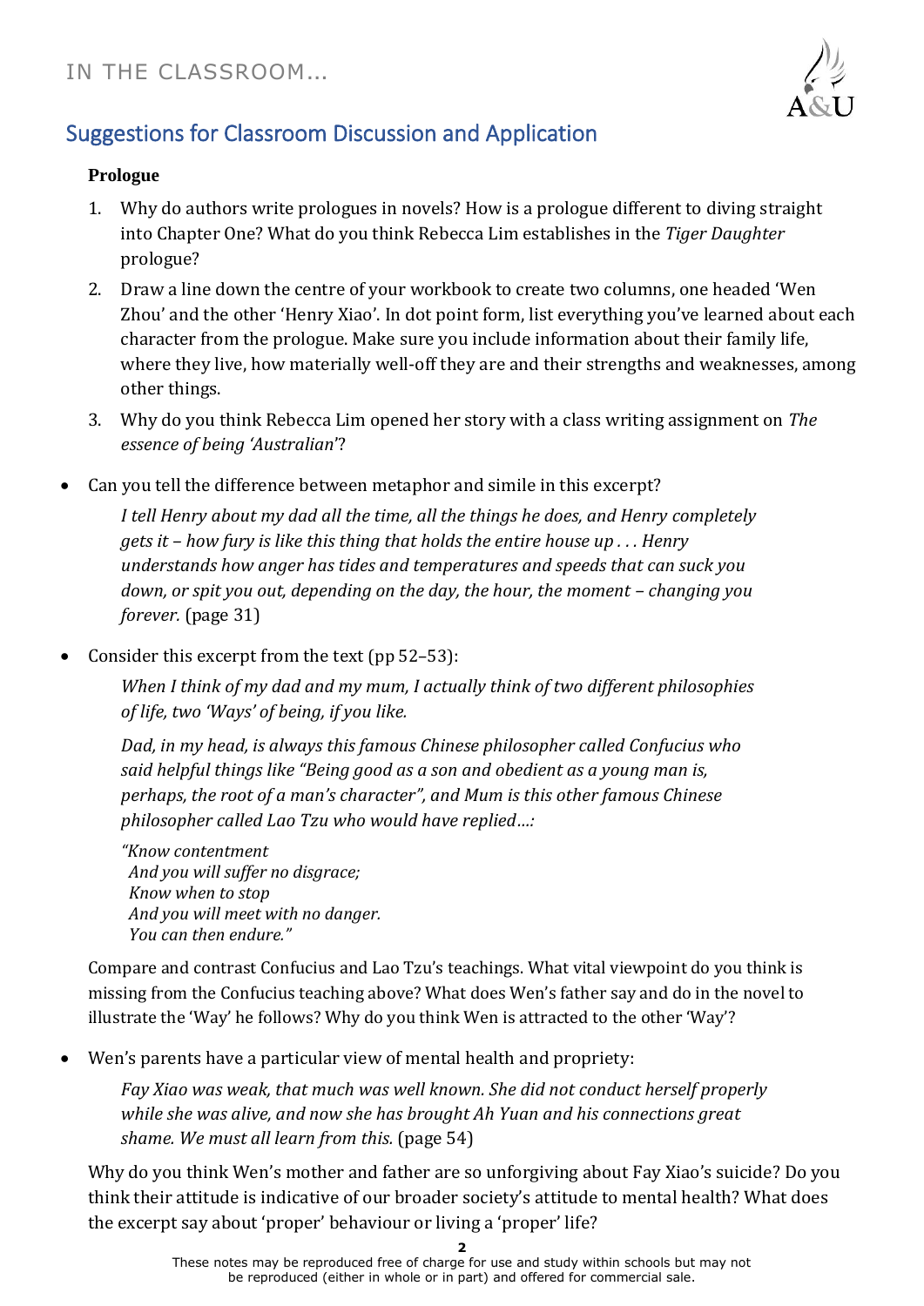## Suggestions for Classroom Discussion and Application

**Prologue**

1. Why do authors write prologues in novels? How is a prologue different to diving straight into Chapter One? What do you think Rebecca Lim establishes in the *Tiger Daughter* prologue?
2. Draw a line down the centre of your workbook to create two columns, one headed 'Wen Zhou' and the other 'Henry Xiao'. In dot point form, list everything you've learned about each character from the prologue. Make sure you include information about their family life, where they live, how materially well-off they are and their strengths and weaknesses, among other things.
3. Why do you think Rebecca Lim opened her story with a class writing assignment on *The essence of being 'Australian'*?

- Can you tell the difference between metaphor and simile in this excerpt?

  *I tell Henry about my dad all the time, all the things he does, and Henry completely gets it – how fury is like this thing that holds the entire house up . . . Henry understands how anger has tides and temperatures and speeds that can suck you down, or spit you out, depending on the day, the hour, the moment – changing you forever.* (page 31)

- Consider this excerpt from the text (pp 52–53):

  *When I think of my dad and my mum, I actually think of two different philosophies of life, two 'Ways' of being, if you like.*

  *Dad, in my head, is always this famous Chinese philosopher called Confucius who said helpful things like "Being good as a son and obedient as a young man is, perhaps, the root of a man's character", and Mum is this other famous Chinese philosopher called Lao Tzu who would have replied…:*

  *"Know contentment*
  *And you will suffer no disgrace;*
  *Know when to stop*
  *And you will meet with no danger.*
  *You can then endure."*

  Compare and contrast Confucius and Lao Tzu's teachings. What vital viewpoint do you think is missing from the Confucius teaching above? What does Wen's father say and do in the novel to illustrate the 'Way' he follows? Why do you think Wen is attracted to the other 'Way'?

- Wen's parents have a particular view of mental health and propriety:

  *Fay Xiao was weak, that much was well known. She did not conduct herself properly while she was alive, and now she has brought Ah Yuan and his connections great shame. We must all learn from this.* (page 54)

  Why do you think Wen's mother and father are so unforgiving about Fay Xiao's suicide? Do you think their attitude is indicative of our broader society's attitude to mental health? What does the excerpt say about 'proper' behaviour or living a 'proper' life?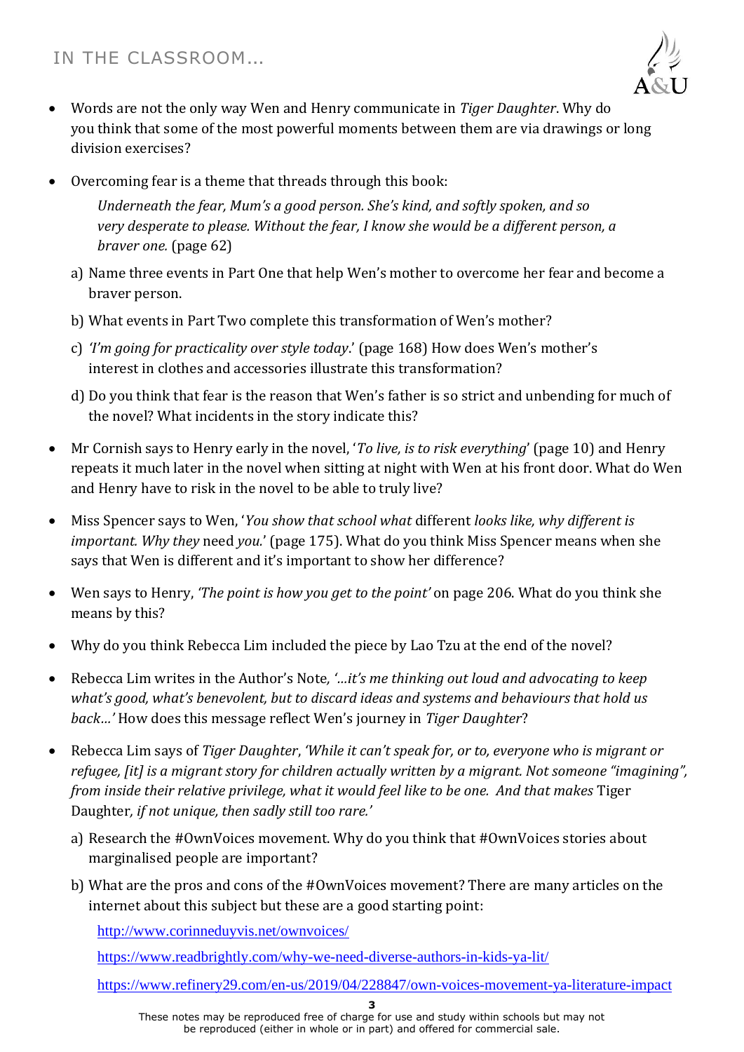- Words are not the only way Wen and Henry communicate in *Tiger Daughter*. Why do you think that some of the most powerful moments between them are via drawings or long division exercises?

- Overcoming fear is a theme that threads through this book:

  > *Underneath the fear, Mum's a good person. She's kind, and softly spoken, and so very desperate to please. Without the fear, I know she would be a different person, a braver one.* (page 62)

  a) Name three events in Part One that help Wen's mother to overcome her fear and become a braver person.

  b) What events in Part Two complete this transformation of Wen's mother?

  c) *'I'm going for practicality over style today*.' (page 168) How does Wen's mother's interest in clothes and accessories illustrate this transformation?

  d) Do you think that fear is the reason that Wen's father is so strict and unbending for much of the novel? What incidents in the story indicate this?

- Mr Cornish says to Henry early in the novel, '*To live, is to risk everything*' (page 10) and Henry repeats it much later in the novel when sitting at night with Wen at his front door. What do Wen and Henry have to risk in the novel to be able to truly live?

- Miss Spencer says to Wen, '*You show that school what* different *looks like, why different is important. Why they* need *you.*' (page 175). What do you think Miss Spencer means when she says that Wen is different and it's important to show her difference?

- Wen says to Henry, *'The point is how you get to the point'* on page 206. What do you think she means by this?

- Why do you think Rebecca Lim included the piece by Lao Tzu at the end of the novel?

- Rebecca Lim writes in the Author's Note, *'…it's me thinking out loud and advocating to keep what's good, what's benevolent, but to discard ideas and systems and behaviours that hold us back…'* How does this message reflect Wen's journey in *Tiger Daughter*?

- Rebecca Lim says of *Tiger Daughter*, *'While it can't speak for, or to, everyone who is migrant or refugee, [it] is a migrant story for children actually written by a migrant. Not someone "imagining", from inside their relative privilege, what it would feel like to be one. And that makes* Tiger Daughter*, if not unique, then sadly still too rare.'*

  a) Research the #OwnVoices movement. Why do you think that #OwnVoices stories about marginalised people are important?

  b) What are the pros and cons of the #OwnVoices movement? There are many articles on the internet about this subject but these are a good starting point:

  http://www.corinneduyvis.net/ownvoices/

  https://www.readbrightly.com/why-we-need-diverse-authors-in-kids-ya-lit/

  https://www.refinery29.com/en-us/2019/04/228847/own-voices-movement-ya-literature-impact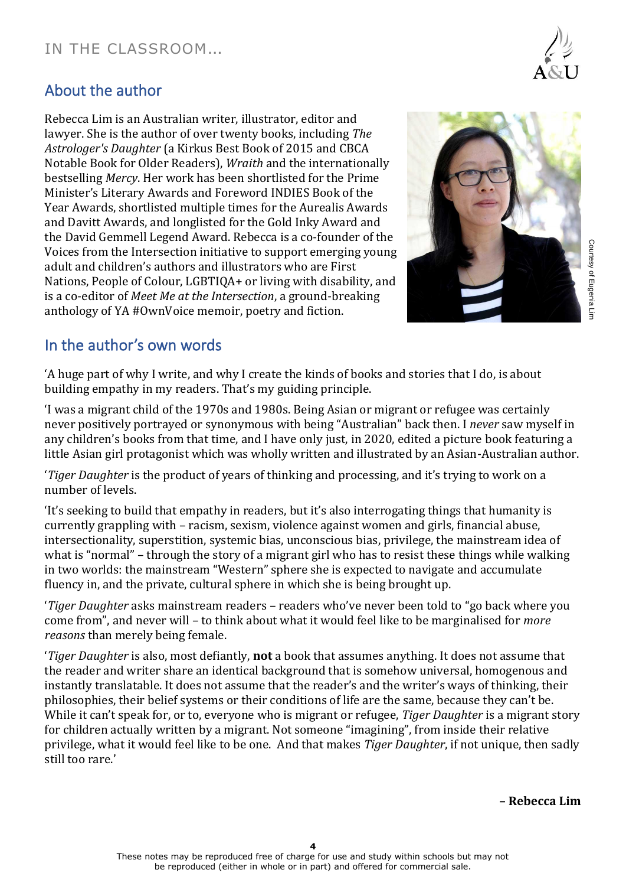IN THE CLASSROOM…

## About the author

Rebecca Lim is an Australian writer, illustrator, editor and lawyer. She is the author of over twenty books, including *The Astrologer's Daughter* (a Kirkus Best Book of 2015 and CBCA Notable Book for Older Readers), *Wraith* and the internationally bestselling *Mercy*. Her work has been shortlisted for the Prime Minister's Literary Awards and Foreword INDIES Book of the Year Awards, shortlisted multiple times for the Aurealis Awards and Davitt Awards, and longlisted for the Gold Inky Award and the David Gemmell Legend Award. Rebecca is a co-founder of the Voices from the Intersection initiative to support emerging young adult and children's authors and illustrators who are First Nations, People of Colour, LGBTIQA+ or living with disability, and is a co-editor of *Meet Me at the Intersection*, a ground-breaking anthology of YA #OwnVoice memoir, poetry and fiction.

Courtesy of Eugenia Lim

## In the author's own words

'A huge part of why I write, and why I create the kinds of books and stories that I do, is about building empathy in my readers. That's my guiding principle.

'I was a migrant child of the 1970s and 1980s. Being Asian or migrant or refugee was certainly never positively portrayed or synonymous with being "Australian" back then. I *never* saw myself in any children's books from that time, and I have only just, in 2020, edited a picture book featuring a little Asian girl protagonist which was wholly written and illustrated by an Asian-Australian author.

'*Tiger Daughter* is the product of years of thinking and processing, and it's trying to work on a number of levels.

'It's seeking to build that empathy in readers, but it's also interrogating things that humanity is currently grappling with – racism, sexism, violence against women and girls, financial abuse, intersectionality, superstition, systemic bias, unconscious bias, privilege, the mainstream idea of what is "normal" – through the story of a migrant girl who has to resist these things while walking in two worlds: the mainstream "Western" sphere she is expected to navigate and accumulate fluency in, and the private, cultural sphere in which she is being brought up.

'*Tiger Daughter* asks mainstream readers – readers who've never been told to "go back where you come from", and never will – to think about what it would feel like to be marginalised for *more reasons* than merely being female.

'*Tiger Daughter* is also, most defiantly, **not** a book that assumes anything. It does not assume that the reader and writer share an identical background that is somehow universal, homogenous and instantly translatable. It does not assume that the reader's and the writer's ways of thinking, their philosophies, their belief systems or their conditions of life are the same, because they can't be. While it can't speak for, or to, everyone who is migrant or refugee, *Tiger Daughter* is a migrant story for children actually written by a migrant. Not someone "imagining", from inside their relative privilege, what it would feel like to be one. And that makes *Tiger Daughter*, if not unique, then sadly still too rare.'

**– Rebecca Lim**

These notes may be reproduced free of charge for use and study within schools but may not be reproduced (either in whole or in part) and offered for commercial sale.